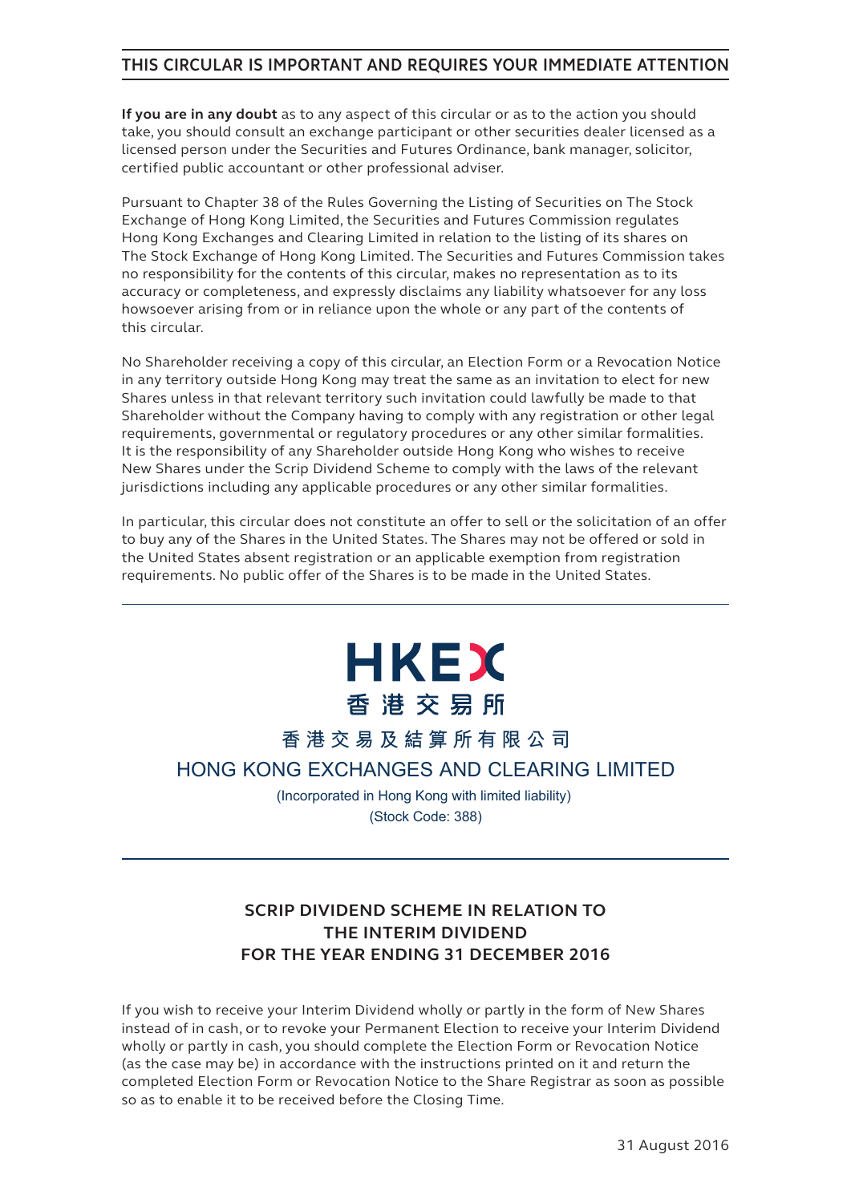## THIS CIRCULAR IS IMPORTANT AND REQUIRES YOUR IMMEDIATE ATTENTION

**If you are in any doubt** as to any aspect of this circular or as to the action you should take, you should consult an exchange participant or other securities dealer licensed as a licensed person under the Securities and Futures Ordinance, bank manager, solicitor, certified public accountant or other professional adviser.

Pursuant to Chapter 38 of the Rules Governing the Listing of Securities on The Stock Exchange of Hong Kong Limited, the Securities and Futures Commission regulates Hong Kong Exchanges and Clearing Limited in relation to the listing of its shares on The Stock Exchange of Hong Kong Limited. The Securities and Futures Commission takes no responsibility for the contents of this circular, makes no representation as to its accuracy or completeness, and expressly disclaims any liability whatsoever for any loss howsoever arising from or in reliance upon the whole or any part of the contents of this circular.

No Shareholder receiving a copy of this circular, an Election Form or a Revocation Notice in any territory outside Hong Kong may treat the same as an invitation to elect for new Shares unless in that relevant territory such invitation could lawfully be made to that Shareholder without the Company having to comply with any registration or other legal requirements, governmental or regulatory procedures or any other similar formalities. It is the responsibility of any Shareholder outside Hong Kong who wishes to receive New Shares under the Scrip Dividend Scheme to comply with the laws of the relevant jurisdictions including any applicable procedures or any other similar formalities.

In particular, this circular does not constitute an offer to sell or the solicitation of an offer to buy any of the Shares in the United States. The Shares may not be offered or sold in the United States absent registration or an applicable exemption from registration requirements. No public offer of the Shares is to be made in the United States.

HKEX
香港交易所

香港交易及結算所有限公司

# HONG KONG EXCHANGES AND CLEARING LIMITED

(Incorporated in Hong Kong with limited liability)

(Stock Code: 388)

## SCRIP DIVIDEND SCHEME IN RELATION TO THE INTERIM DIVIDEND FOR THE YEAR ENDING 31 DECEMBER 2016

If you wish to receive your Interim Dividend wholly or partly in the form of New Shares instead of in cash, or to revoke your Permanent Election to receive your Interim Dividend wholly or partly in cash, you should complete the Election Form or Revocation Notice (as the case may be) in accordance with the instructions printed on it and return the completed Election Form or Revocation Notice to the Share Registrar as soon as possible so as to enable it to be received before the Closing Time.

31 August 2016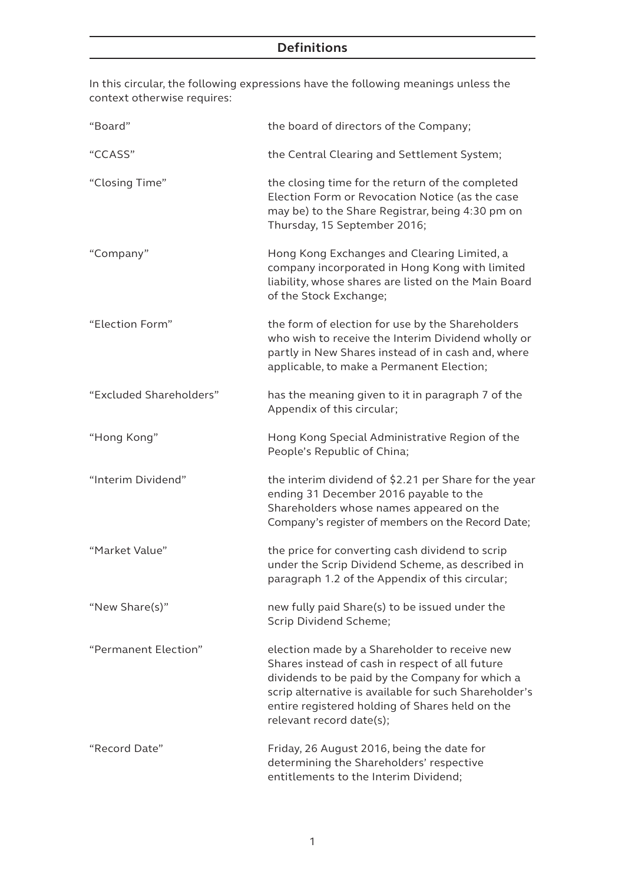## Definitions

In this circular, the following expressions have the following meanings unless the context otherwise requires:

| Term | Meaning |
| --- | --- |
| "Board" | the board of directors of the Company; |
| "CCASS" | the Central Clearing and Settlement System; |
| "Closing Time" | the closing time for the return of the completed Election Form or Revocation Notice (as the case may be) to the Share Registrar, being 4:30 pm on Thursday, 15 September 2016; |
| "Company" | Hong Kong Exchanges and Clearing Limited, a company incorporated in Hong Kong with limited liability, whose shares are listed on the Main Board of the Stock Exchange; |
| "Election Form" | the form of election for use by the Shareholders who wish to receive the Interim Dividend wholly or partly in New Shares instead of in cash and, where applicable, to make a Permanent Election; |
| "Excluded Shareholders" | has the meaning given to it in paragraph 7 of the Appendix of this circular; |
| "Hong Kong" | Hong Kong Special Administrative Region of the People's Republic of China; |
| "Interim Dividend" | the interim dividend of $2.21 per Share for the year ending 31 December 2016 payable to the Shareholders whose names appeared on the Company's register of members on the Record Date; |
| "Market Value" | the price for converting cash dividend to scrip under the Scrip Dividend Scheme, as described in paragraph 1.2 of the Appendix of this circular; |
| "New Share(s)" | new fully paid Share(s) to be issued under the Scrip Dividend Scheme; |
| "Permanent Election" | election made by a Shareholder to receive new Shares instead of cash in respect of all future dividends to be paid by the Company for which a scrip alternative is available for such Shareholder's entire registered holding of Shares held on the relevant record date(s); |
| "Record Date" | Friday, 26 August 2016, being the date for determining the Shareholders' respective entitlements to the Interim Dividend; |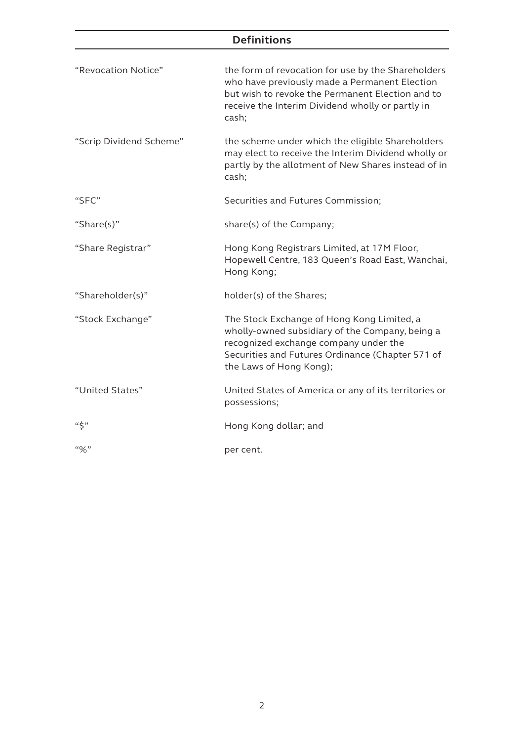## Definitions

| | |
|---|---|
| "Revocation Notice" | the form of revocation for use by the Shareholders who have previously made a Permanent Election but wish to revoke the Permanent Election and to receive the Interim Dividend wholly or partly in cash; |
| "Scrip Dividend Scheme" | the scheme under which the eligible Shareholders may elect to receive the Interim Dividend wholly or partly by the allotment of New Shares instead of in cash; |
| "SFC" | Securities and Futures Commission; |
| "Share(s)" | share(s) of the Company; |
| "Share Registrar" | Hong Kong Registrars Limited, at 17M Floor, Hopewell Centre, 183 Queen's Road East, Wanchai, Hong Kong; |
| "Shareholder(s)" | holder(s) of the Shares; |
| "Stock Exchange" | The Stock Exchange of Hong Kong Limited, a wholly-owned subsidiary of the Company, being a recognized exchange company under the Securities and Futures Ordinance (Chapter 571 of the Laws of Hong Kong); |
| "United States" | United States of America or any of its territories or possessions; |
| "$" | Hong Kong dollar; and |
| "%" | per cent. |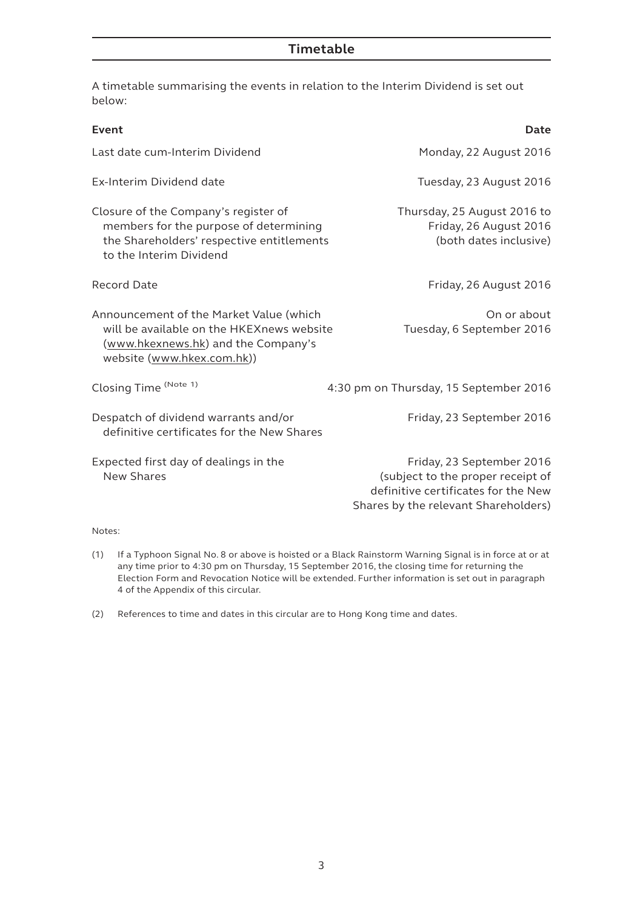# Timetable

A timetable summarising the events in relation to the Interim Dividend is set out below:

| Event | Date |
|---|---|
| Last date cum-Interim Dividend | Monday, 22 August 2016 |
| Ex-Interim Dividend date | Tuesday, 23 August 2016 |
| Closure of the Company's register of members for the purpose of determining the Shareholders' respective entitlements to the Interim Dividend | Thursday, 25 August 2016 to Friday, 26 August 2016 (both dates inclusive) |
| Record Date | Friday, 26 August 2016 |
| Announcement of the Market Value (which will be available on the HKEXnews website (www.hkexnews.hk) and the Company's website (www.hkex.com.hk)) | On or about Tuesday, 6 September 2016 |
| Closing Time (Note 1) | 4:30 pm on Thursday, 15 September 2016 |
| Despatch of dividend warrants and/or definitive certificates for the New Shares | Friday, 23 September 2016 |
| Expected first day of dealings in the New Shares | Friday, 23 September 2016 (subject to the proper receipt of definitive certificates for the New Shares by the relevant Shareholders) |

Notes:

(1) If a Typhoon Signal No. 8 or above is hoisted or a Black Rainstorm Warning Signal is in force at or at any time prior to 4:30 pm on Thursday, 15 September 2016, the closing time for returning the Election Form and Revocation Notice will be extended. Further information is set out in paragraph 4 of the Appendix of this circular.

(2) References to time and dates in this circular are to Hong Kong time and dates.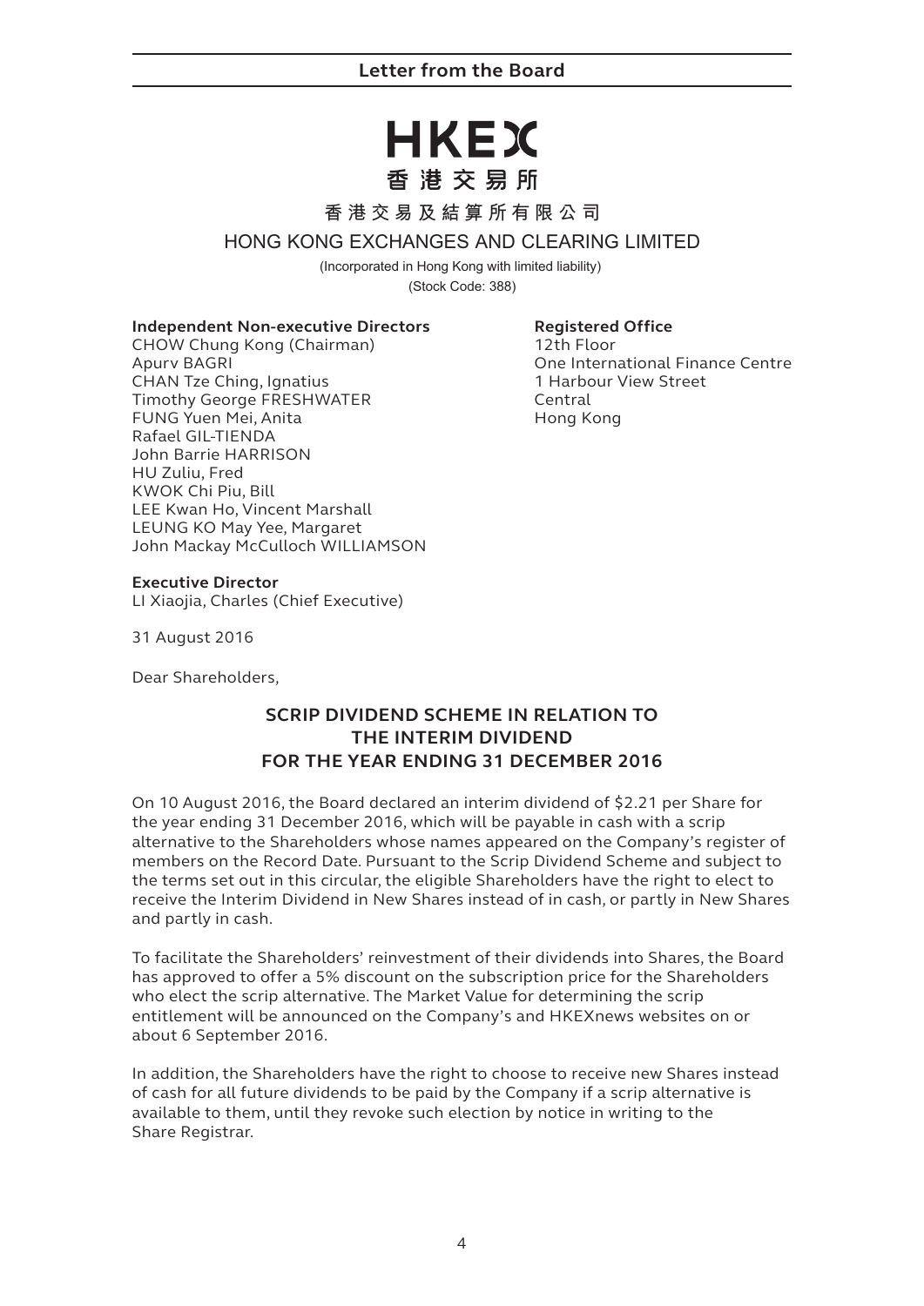# Letter from the Board

**HKEX**

**香港交易所**

**香港交易及結算所有限公司**

HONG KONG EXCHANGES AND CLEARING LIMITED

(Incorporated in Hong Kong with limited liability)
(Stock Code: 388)

**Independent Non-executive Directors**
CHOW Chung Kong (Chairman)
Apurv BAGRI
CHAN Tze Ching, Ignatius
Timothy George FRESHWATER
FUNG Yuen Mei, Anita
Rafael GIL-TIENDA
John Barrie HARRISON
HU Zuliu, Fred
KWOK Chi Piu, Bill
LEE Kwan Ho, Vincent Marshall
LEUNG KO May Yee, Margaret
John Mackay McCulloch WILLIAMSON

**Executive Director**
LI Xiaojia, Charles (Chief Executive)

**Registered Office**
12th Floor
One International Finance Centre
1 Harbour View Street
Central
Hong Kong

31 August 2016

Dear Shareholders,

## SCRIP DIVIDEND SCHEME IN RELATION TO THE INTERIM DIVIDEND FOR THE YEAR ENDING 31 DECEMBER 2016

On 10 August 2016, the Board declared an interim dividend of $2.21 per Share for the year ending 31 December 2016, which will be payable in cash with a scrip alternative to the Shareholders whose names appeared on the Company's register of members on the Record Date. Pursuant to the Scrip Dividend Scheme and subject to the terms set out in this circular, the eligible Shareholders have the right to elect to receive the Interim Dividend in New Shares instead of in cash, or partly in New Shares and partly in cash.

To facilitate the Shareholders' reinvestment of their dividends into Shares, the Board has approved to offer a 5% discount on the subscription price for the Shareholders who elect the scrip alternative. The Market Value for determining the scrip entitlement will be announced on the Company's and HKEXnews websites on or about 6 September 2016.

In addition, the Shareholders have the right to choose to receive new Shares instead of cash for all future dividends to be paid by the Company if a scrip alternative is available to them, until they revoke such election by notice in writing to the Share Registrar.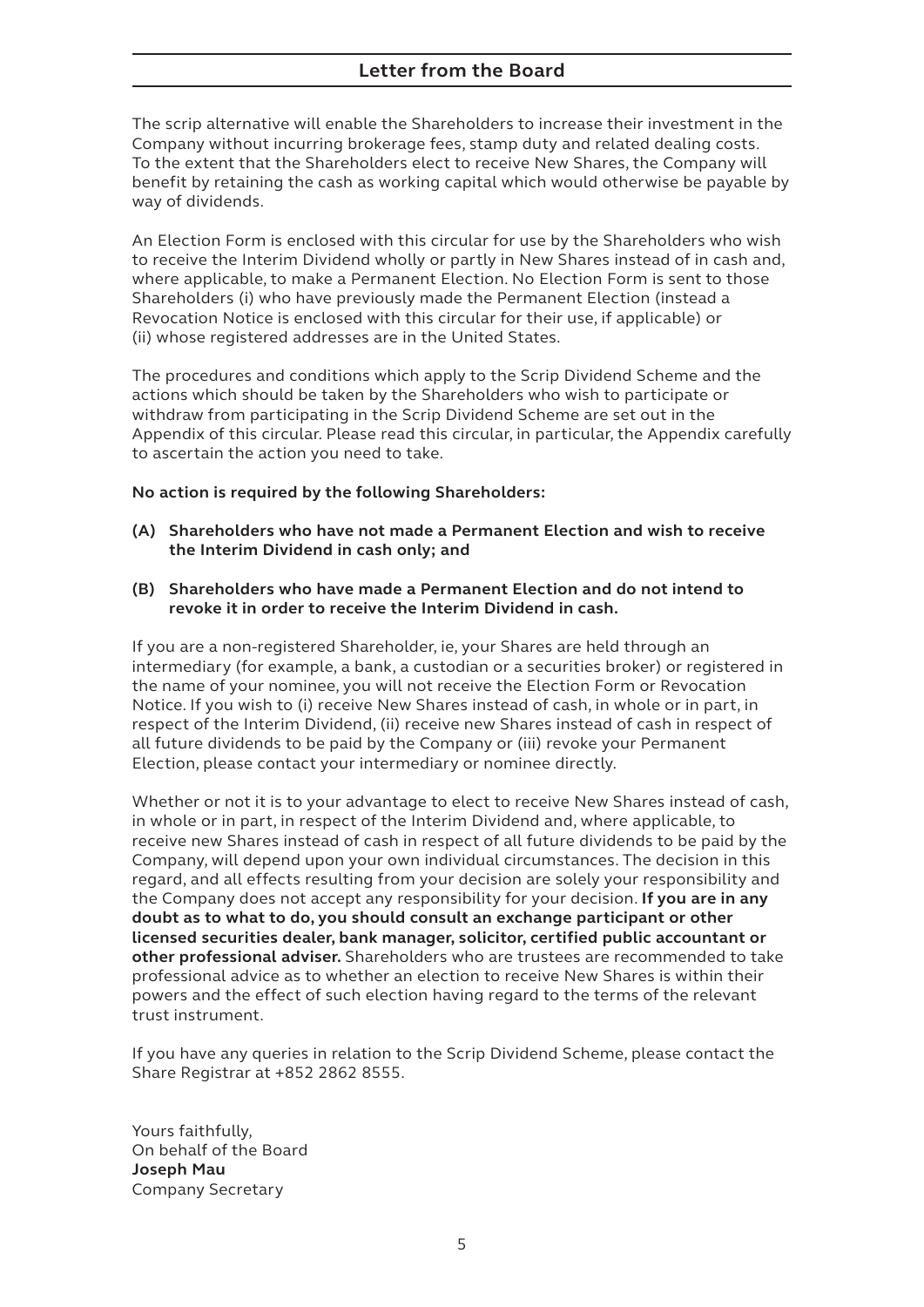The scrip alternative will enable the Shareholders to increase their investment in the Company without incurring brokerage fees, stamp duty and related dealing costs. To the extent that the Shareholders elect to receive New Shares, the Company will benefit by retaining the cash as working capital which would otherwise be payable by way of dividends.

An Election Form is enclosed with this circular for use by the Shareholders who wish to receive the Interim Dividend wholly or partly in New Shares instead of in cash and, where applicable, to make a Permanent Election. No Election Form is sent to those Shareholders (i) who have previously made the Permanent Election (instead a Revocation Notice is enclosed with this circular for their use, if applicable) or (ii) whose registered addresses are in the United States.

The procedures and conditions which apply to the Scrip Dividend Scheme and the actions which should be taken by the Shareholders who wish to participate or withdraw from participating in the Scrip Dividend Scheme are set out in the Appendix of this circular. Please read this circular, in particular, the Appendix carefully to ascertain the action you need to take.

**No action is required by the following Shareholders:**

**(A) Shareholders who have not made a Permanent Election and wish to receive the Interim Dividend in cash only; and**

**(B) Shareholders who have made a Permanent Election and do not intend to revoke it in order to receive the Interim Dividend in cash.**

If you are a non-registered Shareholder, ie, your Shares are held through an intermediary (for example, a bank, a custodian or a securities broker) or registered in the name of your nominee, you will not receive the Election Form or Revocation Notice. If you wish to (i) receive New Shares instead of cash, in whole or in part, in respect of the Interim Dividend, (ii) receive new Shares instead of cash in respect of all future dividends to be paid by the Company or (iii) revoke your Permanent Election, please contact your intermediary or nominee directly.

Whether or not it is to your advantage to elect to receive New Shares instead of cash, in whole or in part, in respect of the Interim Dividend and, where applicable, to receive new Shares instead of cash in respect of all future dividends to be paid by the Company, will depend upon your own individual circumstances. The decision in this regard, and all effects resulting from your decision are solely your responsibility and the Company does not accept any responsibility for your decision. **If you are in any doubt as to what to do, you should consult an exchange participant or other licensed securities dealer, bank manager, solicitor, certified public accountant or other professional adviser.** Shareholders who are trustees are recommended to take professional advice as to whether an election to receive New Shares is within their powers and the effect of such election having regard to the terms of the relevant trust instrument.

If you have any queries in relation to the Scrip Dividend Scheme, please contact the Share Registrar at +852 2862 8555.

Yours faithfully,
On behalf of the Board
**Joseph Mau**
Company Secretary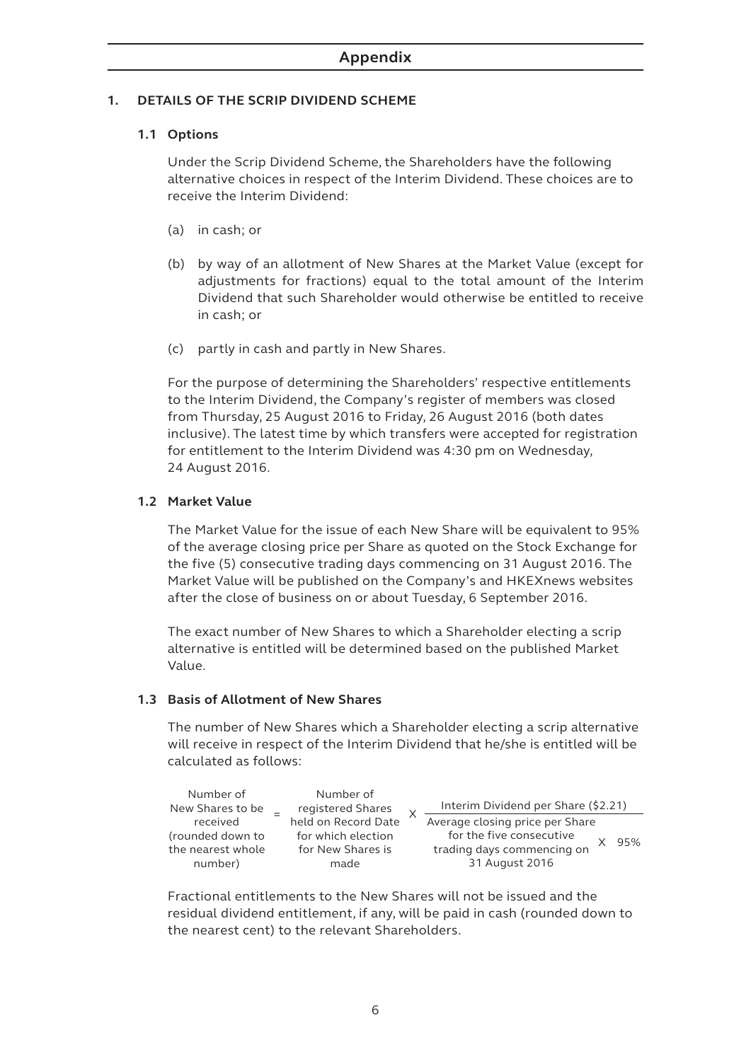# Appendix

## 1. DETAILS OF THE SCRIP DIVIDEND SCHEME

### 1.1 Options

Under the Scrip Dividend Scheme, the Shareholders have the following alternative choices in respect of the Interim Dividend. These choices are to receive the Interim Dividend:

(a) in cash; or

(b) by way of an allotment of New Shares at the Market Value (except for adjustments for fractions) equal to the total amount of the Interim Dividend that such Shareholder would otherwise be entitled to receive in cash; or

(c) partly in cash and partly in New Shares.

For the purpose of determining the Shareholders' respective entitlements to the Interim Dividend, the Company's register of members was closed from Thursday, 25 August 2016 to Friday, 26 August 2016 (both dates inclusive). The latest time by which transfers were accepted for registration for entitlement to the Interim Dividend was 4:30 pm on Wednesday, 24 August 2016.

### 1.2 Market Value

The Market Value for the issue of each New Share will be equivalent to 95% of the average closing price per Share as quoted on the Stock Exchange for the five (5) consecutive trading days commencing on 31 August 2016. The Market Value will be published on the Company's and HKEXnews websites after the close of business on or about Tuesday, 6 September 2016.

The exact number of New Shares to which a Shareholder electing a scrip alternative is entitled will be determined based on the published Market Value.

### 1.3 Basis of Allotment of New Shares

The number of New Shares which a Shareholder electing a scrip alternative will receive in respect of the Interim Dividend that he/she is entitled will be calculated as follows:

$$\text{Number of New Shares to be received (rounded down to the nearest whole number)} = \text{Number of registered Shares held on Record Date for which election for New Shares is made} \times \frac{\text{Interim Dividend per Share (\$2.21)}}{\text{Average closing price per Share for the five consecutive trading days commencing on 31 August 2016} \times 95\%}$$

Fractional entitlements to the New Shares will not be issued and the residual dividend entitlement, if any, will be paid in cash (rounded down to the nearest cent) to the relevant Shareholders.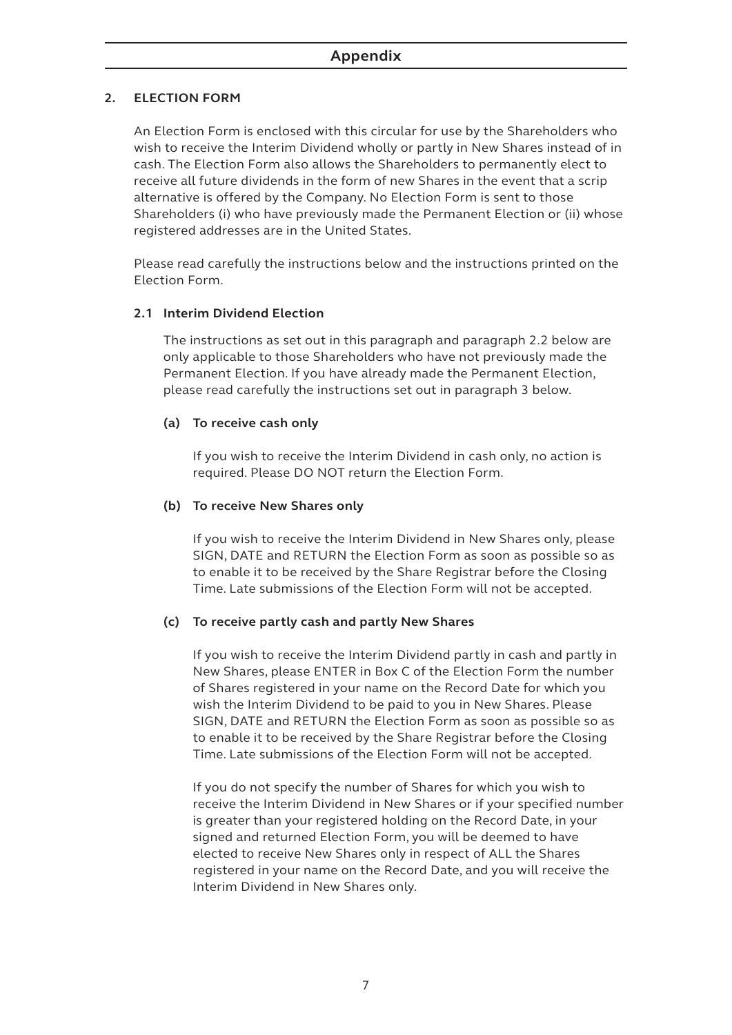## 2. ELECTION FORM

An Election Form is enclosed with this circular for use by the Shareholders who wish to receive the Interim Dividend wholly or partly in New Shares instead of in cash. The Election Form also allows the Shareholders to permanently elect to receive all future dividends in the form of new Shares in the event that a scrip alternative is offered by the Company. No Election Form is sent to those Shareholders (i) who have previously made the Permanent Election or (ii) whose registered addresses are in the United States.

Please read carefully the instructions below and the instructions printed on the Election Form.

### 2.1 Interim Dividend Election

The instructions as set out in this paragraph and paragraph 2.2 below are only applicable to those Shareholders who have not previously made the Permanent Election. If you have already made the Permanent Election, please read carefully the instructions set out in paragraph 3 below.

#### (a) To receive cash only

If you wish to receive the Interim Dividend in cash only, no action is required. Please DO NOT return the Election Form.

#### (b) To receive New Shares only

If you wish to receive the Interim Dividend in New Shares only, please SIGN, DATE and RETURN the Election Form as soon as possible so as to enable it to be received by the Share Registrar before the Closing Time. Late submissions of the Election Form will not be accepted.

#### (c) To receive partly cash and partly New Shares

If you wish to receive the Interim Dividend partly in cash and partly in New Shares, please ENTER in Box C of the Election Form the number of Shares registered in your name on the Record Date for which you wish the Interim Dividend to be paid to you in New Shares. Please SIGN, DATE and RETURN the Election Form as soon as possible so as to enable it to be received by the Share Registrar before the Closing Time. Late submissions of the Election Form will not be accepted.

If you do not specify the number of Shares for which you wish to receive the Interim Dividend in New Shares or if your specified number is greater than your registered holding on the Record Date, in your signed and returned Election Form, you will be deemed to have elected to receive New Shares only in respect of ALL the Shares registered in your name on the Record Date, and you will receive the Interim Dividend in New Shares only.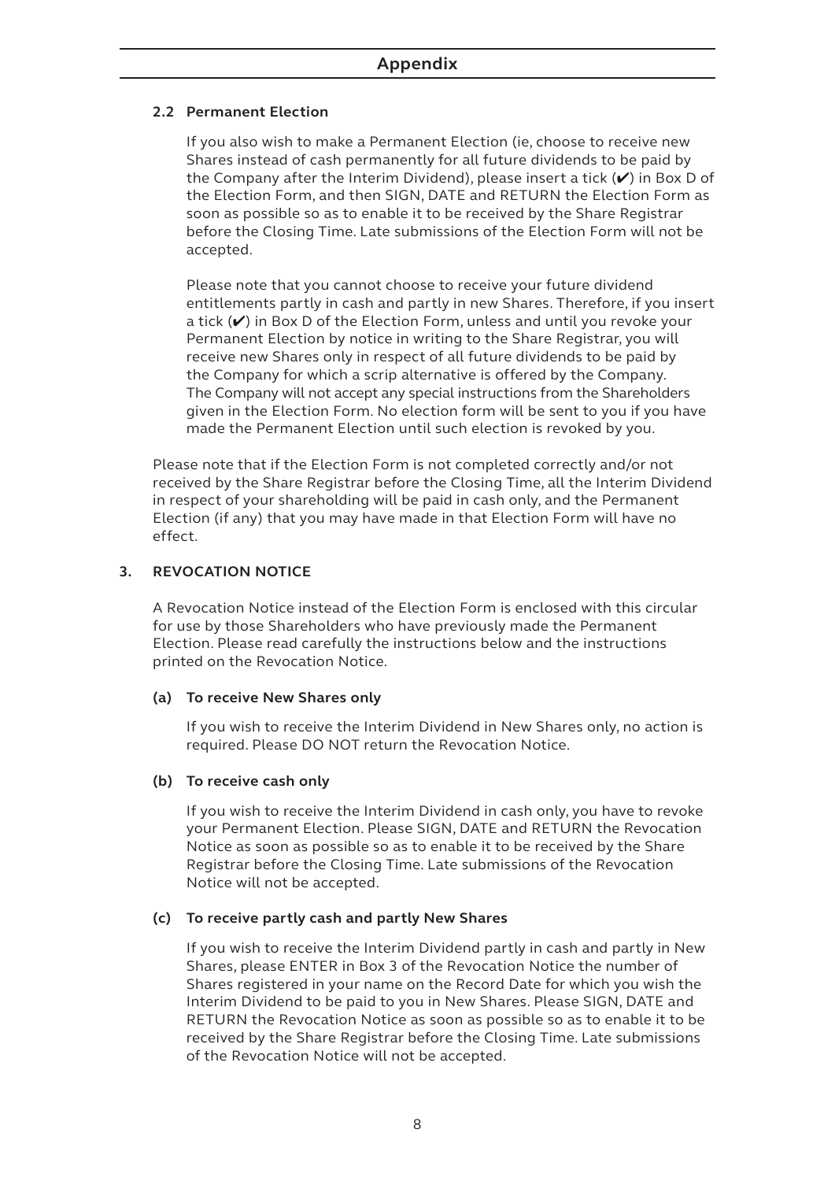#### 2.2 Permanent Election

If you also wish to make a Permanent Election (ie, choose to receive new Shares instead of cash permanently for all future dividends to be paid by the Company after the Interim Dividend), please insert a tick (✔) in Box D of the Election Form, and then SIGN, DATE and RETURN the Election Form as soon as possible so as to enable it to be received by the Share Registrar before the Closing Time. Late submissions of the Election Form will not be accepted.

Please note that you cannot choose to receive your future dividend entitlements partly in cash and partly in new Shares. Therefore, if you insert a tick (✔) in Box D of the Election Form, unless and until you revoke your Permanent Election by notice in writing to the Share Registrar, you will receive new Shares only in respect of all future dividends to be paid by the Company for which a scrip alternative is offered by the Company. The Company will not accept any special instructions from the Shareholders given in the Election Form. No election form will be sent to you if you have made the Permanent Election until such election is revoked by you.

Please note that if the Election Form is not completed correctly and/or not received by the Share Registrar before the Closing Time, all the Interim Dividend in respect of your shareholding will be paid in cash only, and the Permanent Election (if any) that you may have made in that Election Form will have no effect.

### 3. REVOCATION NOTICE

A Revocation Notice instead of the Election Form is enclosed with this circular for use by those Shareholders who have previously made the Permanent Election. Please read carefully the instructions below and the instructions printed on the Revocation Notice.

#### (a) To receive New Shares only

If you wish to receive the Interim Dividend in New Shares only, no action is required. Please DO NOT return the Revocation Notice.

#### (b) To receive cash only

If you wish to receive the Interim Dividend in cash only, you have to revoke your Permanent Election. Please SIGN, DATE and RETURN the Revocation Notice as soon as possible so as to enable it to be received by the Share Registrar before the Closing Time. Late submissions of the Revocation Notice will not be accepted.

#### (c) To receive partly cash and partly New Shares

If you wish to receive the Interim Dividend partly in cash and partly in New Shares, please ENTER in Box 3 of the Revocation Notice the number of Shares registered in your name on the Record Date for which you wish the Interim Dividend to be paid to you in New Shares. Please SIGN, DATE and RETURN the Revocation Notice as soon as possible so as to enable it to be received by the Share Registrar before the Closing Time. Late submissions of the Revocation Notice will not be accepted.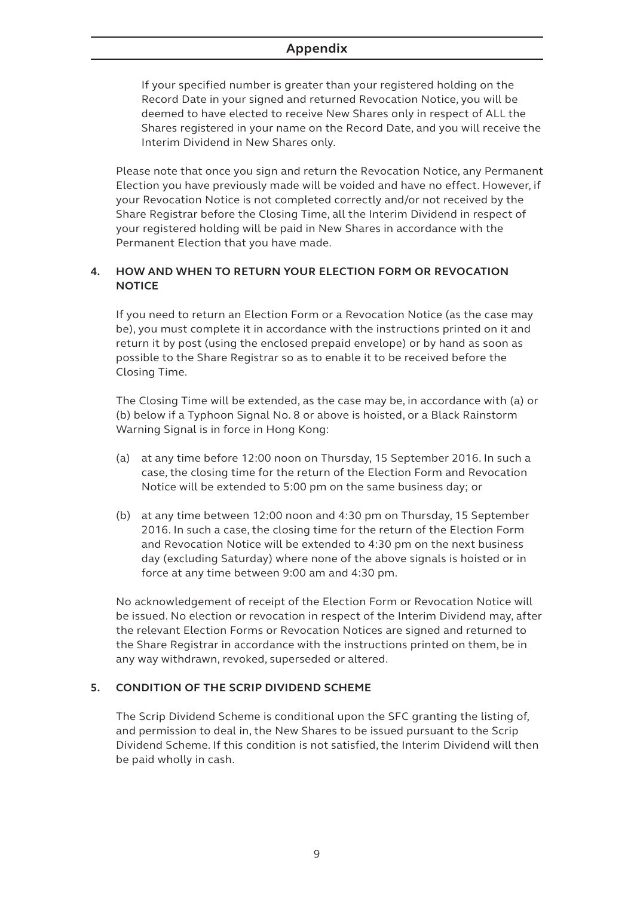If your specified number is greater than your registered holding on the Record Date in your signed and returned Revocation Notice, you will be deemed to have elected to receive New Shares only in respect of ALL the Shares registered in your name on the Record Date, and you will receive the Interim Dividend in New Shares only.

Please note that once you sign and return the Revocation Notice, any Permanent Election you have previously made will be voided and have no effect. However, if your Revocation Notice is not completed correctly and/or not received by the Share Registrar before the Closing Time, all the Interim Dividend in respect of your registered holding will be paid in New Shares in accordance with the Permanent Election that you have made.

## 4. HOW AND WHEN TO RETURN YOUR ELECTION FORM OR REVOCATION NOTICE

If you need to return an Election Form or a Revocation Notice (as the case may be), you must complete it in accordance with the instructions printed on it and return it by post (using the enclosed prepaid envelope) or by hand as soon as possible to the Share Registrar so as to enable it to be received before the Closing Time.

The Closing Time will be extended, as the case may be, in accordance with (a) or (b) below if a Typhoon Signal No. 8 or above is hoisted, or a Black Rainstorm Warning Signal is in force in Hong Kong:

(a) at any time before 12:00 noon on Thursday, 15 September 2016. In such a case, the closing time for the return of the Election Form and Revocation Notice will be extended to 5:00 pm on the same business day; or

(b) at any time between 12:00 noon and 4:30 pm on Thursday, 15 September 2016. In such a case, the closing time for the return of the Election Form and Revocation Notice will be extended to 4:30 pm on the next business day (excluding Saturday) where none of the above signals is hoisted or in force at any time between 9:00 am and 4:30 pm.

No acknowledgement of receipt of the Election Form or Revocation Notice will be issued. No election or revocation in respect of the Interim Dividend may, after the relevant Election Forms or Revocation Notices are signed and returned to the Share Registrar in accordance with the instructions printed on them, be in any way withdrawn, revoked, superseded or altered.

## 5. CONDITION OF THE SCRIP DIVIDEND SCHEME

The Scrip Dividend Scheme is conditional upon the SFC granting the listing of, and permission to deal in, the New Shares to be issued pursuant to the Scrip Dividend Scheme. If this condition is not satisfied, the Interim Dividend will then be paid wholly in cash.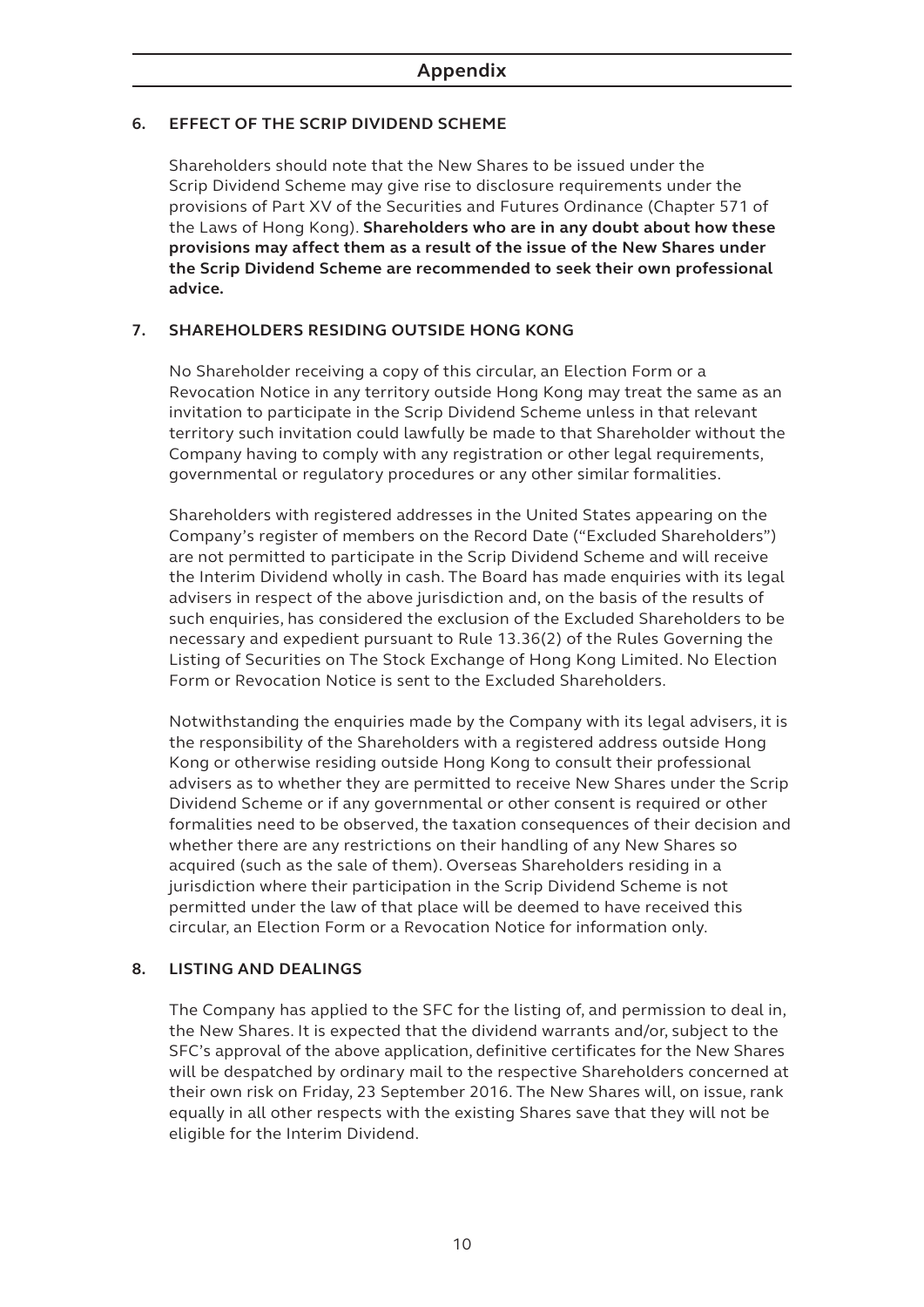## Appendix

### 6. EFFECT OF THE SCRIP DIVIDEND SCHEME

Shareholders should note that the New Shares to be issued under the Scrip Dividend Scheme may give rise to disclosure requirements under the provisions of Part XV of the Securities and Futures Ordinance (Chapter 571 of the Laws of Hong Kong). **Shareholders who are in any doubt about how these provisions may affect them as a result of the issue of the New Shares under the Scrip Dividend Scheme are recommended to seek their own professional advice.**

### 7. SHAREHOLDERS RESIDING OUTSIDE HONG KONG

No Shareholder receiving a copy of this circular, an Election Form or a Revocation Notice in any territory outside Hong Kong may treat the same as an invitation to participate in the Scrip Dividend Scheme unless in that relevant territory such invitation could lawfully be made to that Shareholder without the Company having to comply with any registration or other legal requirements, governmental or regulatory procedures or any other similar formalities.

Shareholders with registered addresses in the United States appearing on the Company's register of members on the Record Date ("Excluded Shareholders") are not permitted to participate in the Scrip Dividend Scheme and will receive the Interim Dividend wholly in cash. The Board has made enquiries with its legal advisers in respect of the above jurisdiction and, on the basis of the results of such enquiries, has considered the exclusion of the Excluded Shareholders to be necessary and expedient pursuant to Rule 13.36(2) of the Rules Governing the Listing of Securities on The Stock Exchange of Hong Kong Limited. No Election Form or Revocation Notice is sent to the Excluded Shareholders.

Notwithstanding the enquiries made by the Company with its legal advisers, it is the responsibility of the Shareholders with a registered address outside Hong Kong or otherwise residing outside Hong Kong to consult their professional advisers as to whether they are permitted to receive New Shares under the Scrip Dividend Scheme or if any governmental or other consent is required or other formalities need to be observed, the taxation consequences of their decision and whether there are any restrictions on their handling of any New Shares so acquired (such as the sale of them). Overseas Shareholders residing in a jurisdiction where their participation in the Scrip Dividend Scheme is not permitted under the law of that place will be deemed to have received this circular, an Election Form or a Revocation Notice for information only.

### 8. LISTING AND DEALINGS

The Company has applied to the SFC for the listing of, and permission to deal in, the New Shares. It is expected that the dividend warrants and/or, subject to the SFC's approval of the above application, definitive certificates for the New Shares will be despatched by ordinary mail to the respective Shareholders concerned at their own risk on Friday, 23 September 2016. The New Shares will, on issue, rank equally in all other respects with the existing Shares save that they will not be eligible for the Interim Dividend.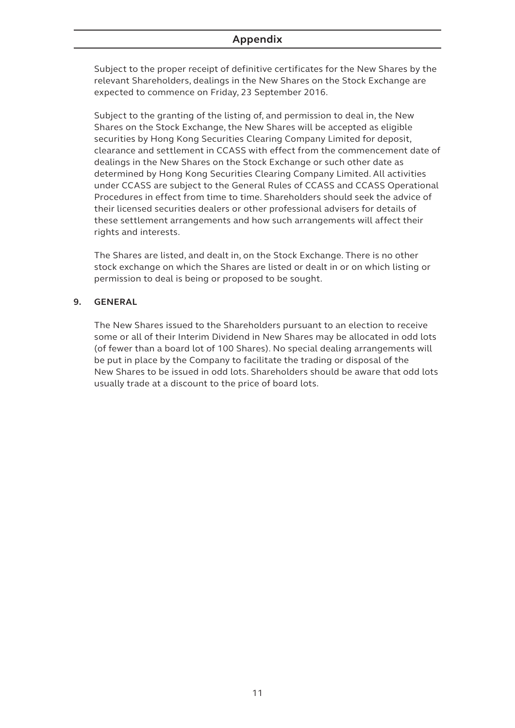Subject to the proper receipt of definitive certificates for the New Shares by the relevant Shareholders, dealings in the New Shares on the Stock Exchange are expected to commence on Friday, 23 September 2016.

Subject to the granting of the listing of, and permission to deal in, the New Shares on the Stock Exchange, the New Shares will be accepted as eligible securities by Hong Kong Securities Clearing Company Limited for deposit, clearance and settlement in CCASS with effect from the commencement date of dealings in the New Shares on the Stock Exchange or such other date as determined by Hong Kong Securities Clearing Company Limited. All activities under CCASS are subject to the General Rules of CCASS and CCASS Operational Procedures in effect from time to time. Shareholders should seek the advice of their licensed securities dealers or other professional advisers for details of these settlement arrangements and how such arrangements will affect their rights and interests.

The Shares are listed, and dealt in, on the Stock Exchange. There is no other stock exchange on which the Shares are listed or dealt in or on which listing or permission to deal is being or proposed to be sought.

## 9. GENERAL

The New Shares issued to the Shareholders pursuant to an election to receive some or all of their Interim Dividend in New Shares may be allocated in odd lots (of fewer than a board lot of 100 Shares). No special dealing arrangements will be put in place by the Company to facilitate the trading or disposal of the New Shares to be issued in odd lots. Shareholders should be aware that odd lots usually trade at a discount to the price of board lots.